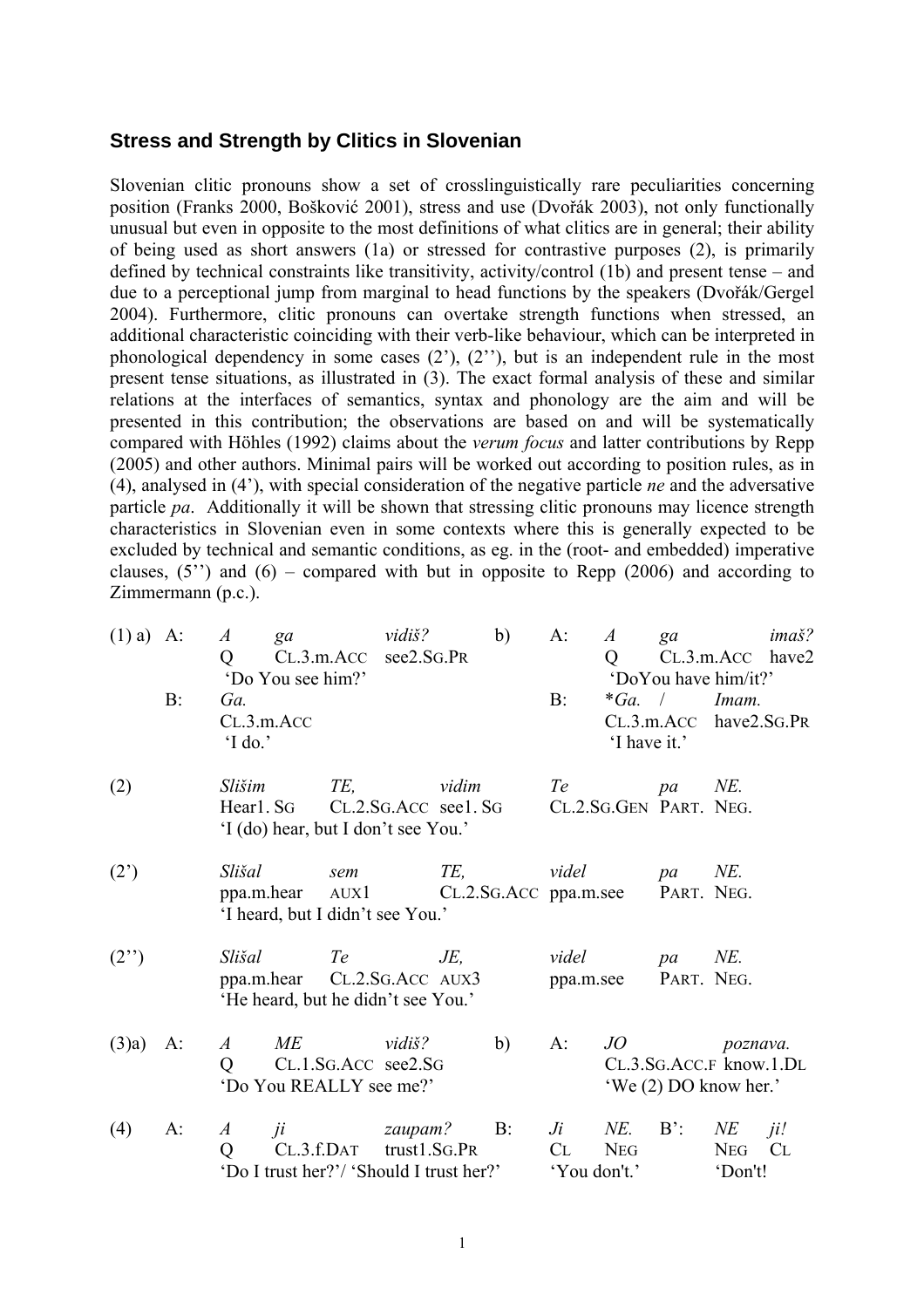## Stress and Strength by Clitics in Slovenian

Slovenian clitic pronouns show a set of crosslinguistically rare peculiarities concerning position (Franks 2000, Bošković 2001), stress and use (Dvořák 2003), not only functionally unusual but even in opposite to the most definitions of what clitics are in general; their ability of being used as short answers (1a) or stressed for contrastive purposes (2), is primarily defined by technical constraints like transitivity, activity/control (1b) and present tense – and due to a perceptional jump from marginal to head functions by the speakers (Dvořák/Gergel 2004). Furthermore, clitic pronouns can overtake strength functions when stressed, an additional characteristic coinciding with their verb-like behaviour, which can be interpreted in phonological dependency in some cases (2'), (2''), but is an independent rule in the most present tense situations, as illustrated in (3). The exact formal analysis of these and similar relations at the interfaces of semantics, syntax and phonology are the aim and will be presented in this contribution; the observations are based on and will be systematically compared with Höhles (1992) claims about the *verum focus* and latter contributions by Repp (2005) and other authors. Minimal pairs will be worked out according to position rules, as in (4), analysed in (4'), with special consideration of the negative particle *ne* and the adversative particle *pa*. Additionally it will be shown that stressing clitic pronouns may licence strength characteristics in Slovenian even in some contexts where this is generally expected to be excluded by technical and semantic conditions, as eg. in the (root- and embedded) imperative clauses, (5'') and (6) – compared with but in opposite to Repp (2006) and according to Zimmermann (p.c.).

(1) a) A: *A ga vidiš?*
Q CL.3.m.ACC see2.SG.PR
'Do You see him?'

B: *Ga.*
CL.3.m.ACC
'I do.'

b) A: *A ga imaš?*
Q CL.3.m.ACC have2
'DoYou have him/it?'

B: \**Ga.* / *Imam.*
CL.3.m.ACC have2.SG.PR
'I have it.'

(2) *Slišim TE, vidim Te pa NE.*
Hear1. SG CL.2.SG.ACC see1. SG CL.2.SG.GEN PART. NEG.
'I (do) hear, but I don't see You.'

(2') *Slišal sem TE, videl pa NE.*
ppa.m.hear AUX1 CL.2.SG.ACC ppa.m.see PART. NEG.
'I heard, but I didn't see You.'

(2'') *Slišal Te JE, videl pa NE.*
ppa.m.hear CL.2.SG.ACC AUX3 ppa.m.see PART. NEG.
'He heard, but he didn't see You.'

(3)a) A: *A ME vidiš?*
Q CL.1.SG.ACC see2.SG
'Do You REALLY see me?'

b) A: *JO poznava.*
CL.3.SG.ACC.F know.1.DL
'We (2) DO know her.'

(4) A: *A ji zaupam?*
Q CL.3.f.DAT trust1.SG.PR
'Do I trust her?'/ 'Should I trust her?'

B: *Ji NE.*
CL NEG
'You don't.'

B': *NE ji!*
NEG CL
'Don't!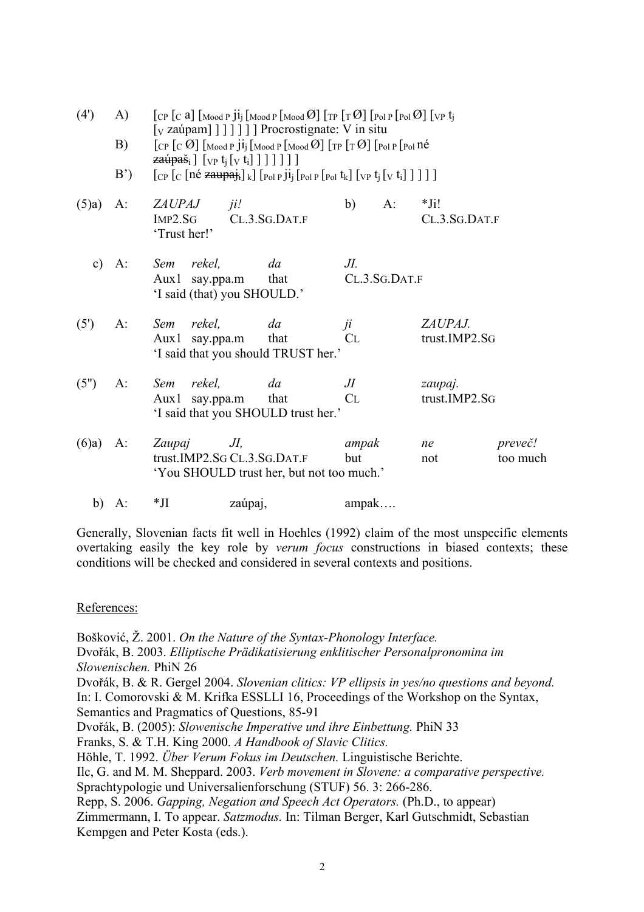(4') A) [$_{CP}$ [$_{C}$ a] [$_{Mood\ P}$ ji$_{j}$ [$_{Mood\ P}$ [$_{Mood}$ Ø] [$_{TP}$ [$_{T}$ Ø] [$_{Pol\ P}$ [$_{Pol}$ Ø] [$_{VP}$ t$_{j}$ [$_{V}$ zaúpam] ] ] ] ] ] ] Procrostignate: V in situ

B) [$_{CP}$ [$_{C}$ Ø] [$_{Mood\ P}$ ji$_{j}$ [$_{Mood\ P}$ [$_{Mood}$ Ø] [$_{TP}$ [$_{T}$ Ø] [$_{Pol\ P}$ [$_{Pol}$ né ~~zaúpaš~~$_{i}$ ] [$_{VP}$ t$_{j}$ [$_{V}$ t$_{i}$] ] ] ] ] ] ]

B') [$_{CP}$ [$_{C}$ [né ~~zaupaj~~$_{i}$]$_{k}$] [$_{Pol\ P}$ ji$_{j}$ [$_{Pol\ P}$ [$_{Pol}$ t$_{k}$] [$_{VP}$ t$_{j}$ [$_{V}$ t$_{i}$] ] ] ] ]

(5)a) A: *ZAUPAJ ji!*
IMP2.SG CL.3.SG.DAT.F
'Trust her!'

b) A: *Ji!
CL.3.SG.DAT.F

c) A: *Sem rekel, da JI.*
Aux1 say.ppa.m that CL.3.SG.DAT.F
'I said (that) you SHOULD.'

(5') A: *Sem rekel, da ji ZAUPAJ.*
Aux1 say.ppa.m that CL trust.IMP2.SG
'I said that you should TRUST her.'

(5") A: *Sem rekel, da JI zaupaj.*
Aux1 say.ppa.m that CL trust.IMP2.SG
'I said that you SHOULD trust her.'

(6)a) A: *Zaupaj JI, ampak ne preveč!*
trust.IMP2.SG CL.3.SG.DAT.F but not too much
'You SHOULD trust her, but not too much.'

b) A: *JI zaúpaj, ampak….

Generally, Slovenian facts fit well in Hoehles (1992) claim of the most unspecific elements overtaking easily the key role by *verum focus* constructions in biased contexts; these conditions will be checked and considered in several contexts and positions.

References:

Bošković, Ž. 2001. *On the Nature of the Syntax-Phonology Interface.*

Dvořák, B. 2003. *Elliptische Prädikatisierung enklitischer Personalpronomina im Slowenischen.* PhiN 26

Dvořák, B. & R. Gergel 2004. *Slovenian clitics: VP ellipsis in yes/no questions and beyond.* In: I. Comorovski & M. Krifka ESSLLI 16, Proceedings of the Workshop on the Syntax, Semantics and Pragmatics of Questions, 85-91

Dvořák, B. (2005): *Slowenische Imperative und ihre Einbettung.* PhiN 33

Franks, S. & T.H. King 2000. *A Handbook of Slavic Clitics.*

Höhle, T. 1992. *Über Verum Fokus im Deutschen.* Linguistische Berichte.

Ilc, G. and M. M. Sheppard. 2003. *Verb movement in Slovene: a comparative perspective.* Sprachtypologie und Universalienforschung (STUF) 56. 3: 266-286.

Repp, S. 2006. *Gapping, Negation and Speech Act Operators.* (Ph.D., to appear)

Zimmermann, I. To appear. *Satzmodus.* In: Tilman Berger, Karl Gutschmidt, Sebastian Kempgen and Peter Kosta (eds.).